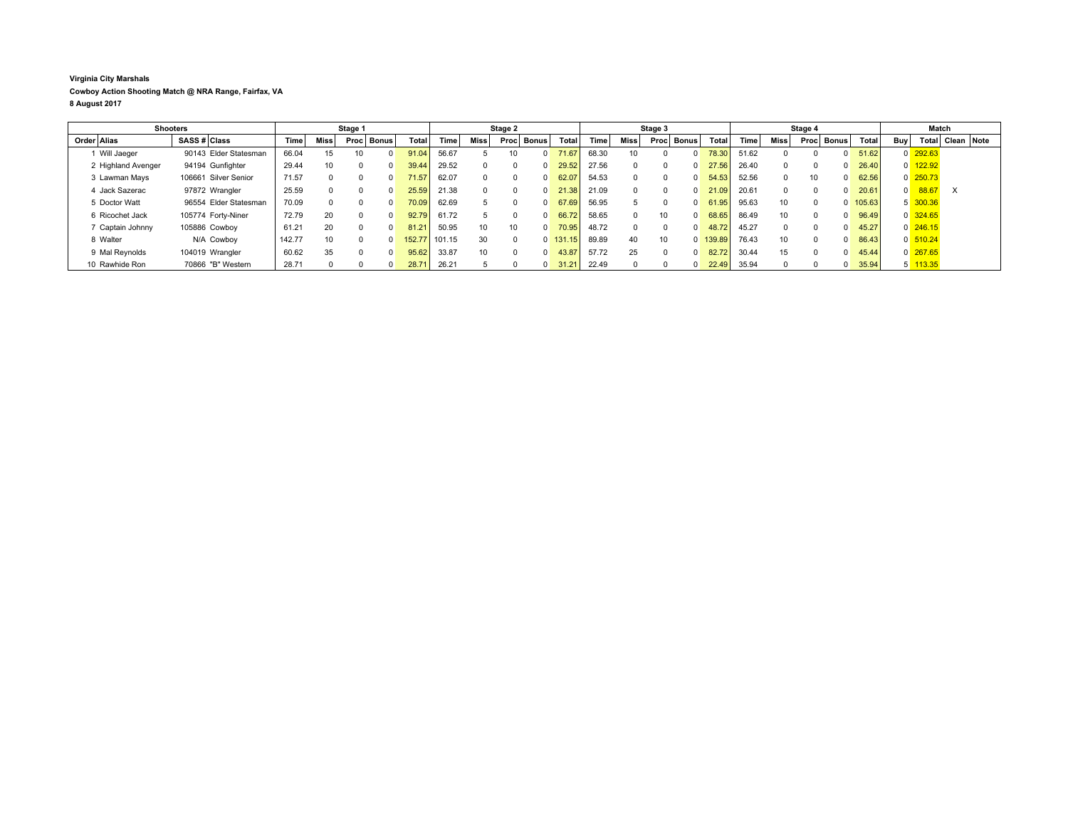**Virginia City Marshals**

**Cowboy Action Shooting Match @ NRA Range, Fairfax, VA**

**8 August 2017**

| Shooters | | | | Stage 1 | | | | | Stage 2 | | | | | Stage 3 | | | | | Stage 4 | | | | | Match | | | |
|---|---|---|---|---|---|---|---|---|---|---|---|---|---|---|---|---|---|---|---|---|---|---|---|---|---|---|---|
| Order | Alias | SASS # | Class | Time | Miss | Proc | Bonus | Total | Time | Miss | Proc | Bonus | Total | Time | Miss | Proc | Bonus | Total | Time | Miss | Proc | Bonus | Total | Buy | Total | Clean | Note |
| 1 | Will Jaeger | 90143 | Elder Statesman | 66.04 | 15 | 10 | 0 | 91.04 | 56.67 | 5 | 10 | 0 | 71.67 | 68.30 | 10 | 0 | 0 | 78.30 | 51.62 | 0 | 0 | 0 | 51.62 | 0 | 292.63 | | |
| 2 | Highland Avenger | 94194 | Gunfighter | 29.44 | 10 | 0 | 0 | 39.44 | 29.52 | 0 | 0 | 0 | 29.52 | 27.56 | 0 | 0 | 0 | 27.56 | 26.40 | 0 | 0 | 0 | 26.40 | 0 | 122.92 | | |
| 3 | Lawman Mays | 106661 | Silver Senior | 71.57 | 0 | 0 | 0 | 71.57 | 62.07 | 0 | 0 | 0 | 62.07 | 54.53 | 0 | 0 | 0 | 54.53 | 52.56 | 0 | 10 | 0 | 62.56 | 0 | 250.73 | | |
| 4 | Jack Sazerac | 97872 | Wrangler | 25.59 | 0 | 0 | 0 | 25.59 | 21.38 | 0 | 0 | 0 | 21.38 | 21.09 | 0 | 0 | 0 | 21.09 | 20.61 | 0 | 0 | 0 | 20.61 | 0 | 88.67 | X | |
| 5 | Doctor Watt | 96554 | Elder Statesman | 70.09 | 0 | 0 | 0 | 70.09 | 62.69 | 5 | 0 | 0 | 67.69 | 56.95 | 5 | 0 | 0 | 61.95 | 95.63 | 10 | 0 | 0 | 105.63 | 5 | 300.36 | | |
| 6 | Ricochet Jack | 105774 | Forty-Niner | 72.79 | 20 | 0 | 0 | 92.79 | 61.72 | 5 | 0 | 0 | 66.72 | 58.65 | 0 | 10 | 0 | 68.65 | 86.49 | 10 | 0 | 0 | 96.49 | 0 | 324.65 | | |
| 7 | Captain Johnny | 105886 | Cowboy | 61.21 | 20 | 0 | 0 | 81.21 | 50.95 | 10 | 10 | 0 | 70.95 | 48.72 | 0 | 0 | 0 | 48.72 | 45.27 | 0 | 0 | 0 | 45.27 | 0 | 246.15 | | |
| 8 | Walter | N/A | Cowboy | 142.77 | 10 | 0 | 0 | 152.77 | 101.15 | 30 | 0 | 0 | 131.15 | 89.89 | 40 | 10 | 0 | 139.89 | 76.43 | 10 | 0 | 0 | 86.43 | 0 | 510.24 | | |
| 9 | Mal Reynolds | 104019 | Wrangler | 60.62 | 35 | 0 | 0 | 95.62 | 33.87 | 10 | 0 | 0 | 43.87 | 57.72 | 25 | 0 | 0 | 82.72 | 30.44 | 15 | 0 | 0 | 45.44 | 0 | 267.65 | | |
| 10 | Rawhide Ron | 70866 | "B" Western | 28.71 | 0 | 0 | 0 | 28.71 | 26.21 | 5 | 0 | 0 | 31.21 | 22.49 | 0 | 0 | 0 | 22.49 | 35.94 | 0 | 0 | 0 | 35.94 | 5 | 113.35 | | |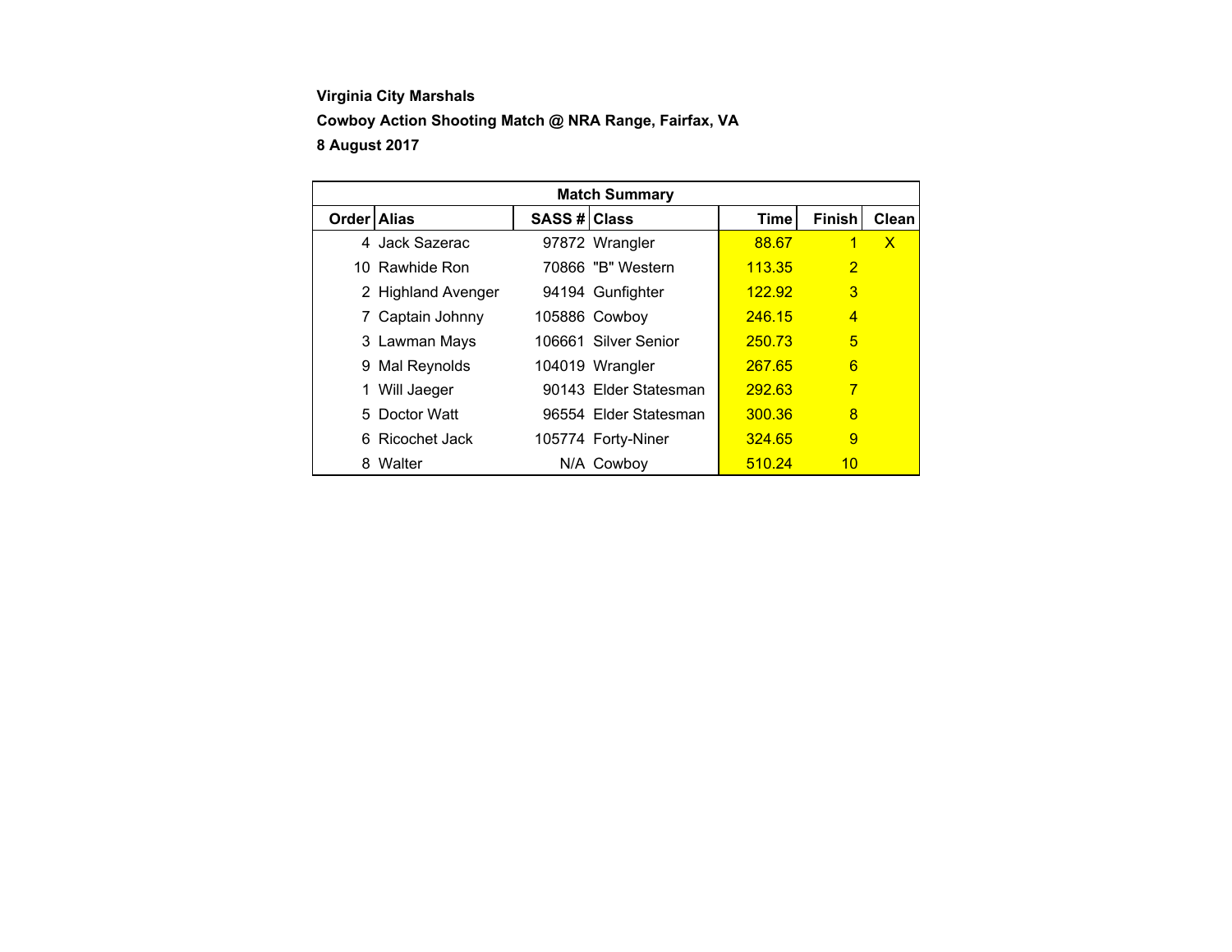**Virginia City Marshals**

**Cowboy Action Shooting Match @ NRA Range, Fairfax, VA**

**8 August 2017**

| Match Summary | | | | | | |
|---|---|---|---|---|---|---|
| **Order** | **Alias** | **SASS #** | **Class** | **Time** | **Finish** | **Clean** |
| 4 | Jack Sazerac | 97872 | Wrangler | 88.67 | 1 | X |
| 10 | Rawhide Ron | 70866 | "B" Western | 113.35 | 2 | |
| 2 | Highland Avenger | 94194 | Gunfighter | 122.92 | 3 | |
| 7 | Captain Johnny | 105886 | Cowboy | 246.15 | 4 | |
| 3 | Lawman Mays | 106661 | Silver Senior | 250.73 | 5 | |
| 9 | Mal Reynolds | 104019 | Wrangler | 267.65 | 6 | |
| 1 | Will Jaeger | 90143 | Elder Statesman | 292.63 | 7 | |
| 5 | Doctor Watt | 96554 | Elder Statesman | 300.36 | 8 | |
| 6 | Ricochet Jack | 105774 | Forty-Niner | 324.65 | 9 | |
| 8 | Walter | N/A | Cowboy | 510.24 | 10 | |